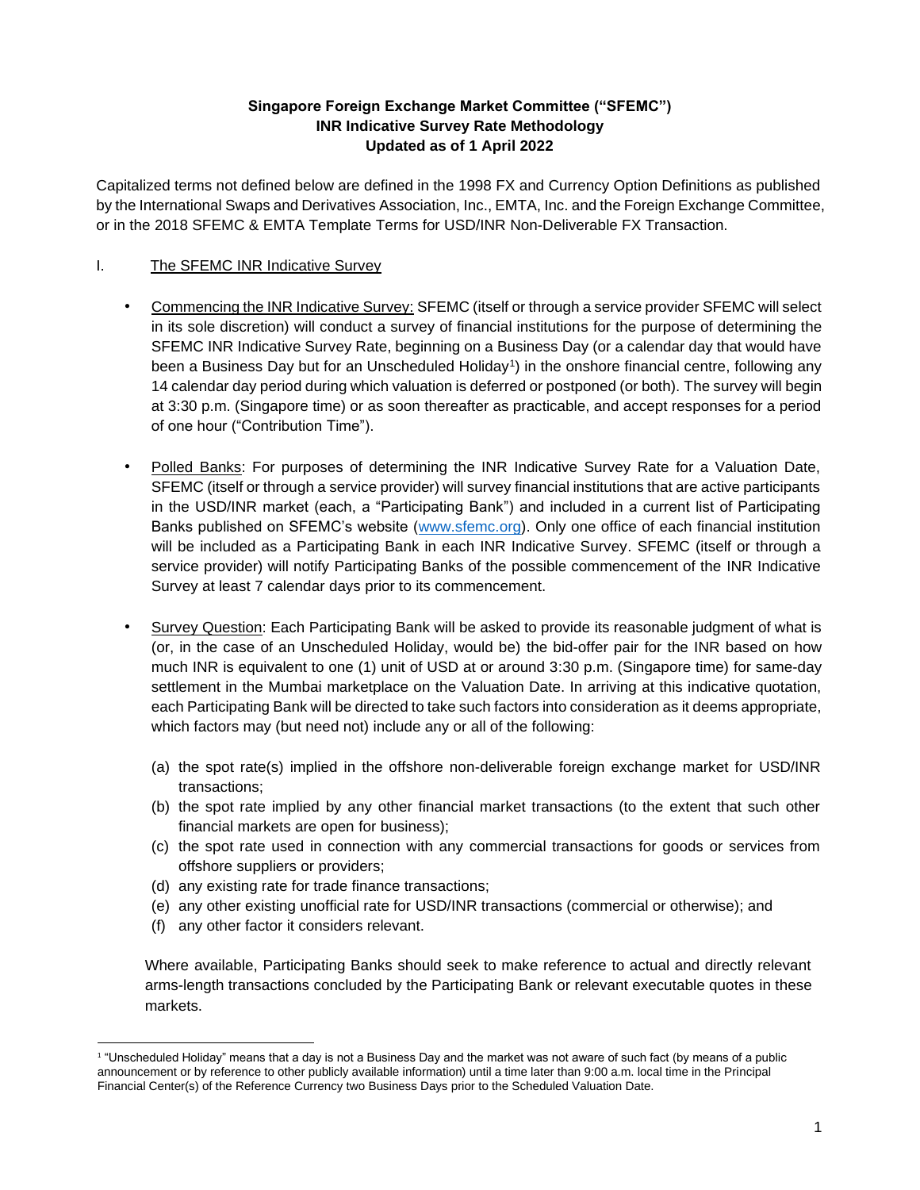**Singapore Foreign Exchange Market Committee ("SFEMC")**
**INR Indicative Survey Rate Methodology**
**Updated as of 1 April 2022**

Capitalized terms not defined below are defined in the 1998 FX and Currency Option Definitions as published by the International Swaps and Derivatives Association, Inc., EMTA, Inc. and the Foreign Exchange Committee, or in the 2018 SFEMC & EMTA Template Terms for USD/INR Non-Deliverable FX Transaction.

I. The SFEMC INR Indicative Survey

- Commencing the INR Indicative Survey: SFEMC (itself or through a service provider SFEMC will select in its sole discretion) will conduct a survey of financial institutions for the purpose of determining the SFEMC INR Indicative Survey Rate, beginning on a Business Day (or a calendar day that would have been a Business Day but for an Unscheduled Holiday[1]) in the onshore financial centre, following any 14 calendar day period during which valuation is deferred or postponed (or both). The survey will begin at 3:30 p.m. (Singapore time) or as soon thereafter as practicable, and accept responses for a period of one hour ("Contribution Time").

- Polled Banks: For purposes of determining the INR Indicative Survey Rate for a Valuation Date, SFEMC (itself or through a service provider) will survey financial institutions that are active participants in the USD/INR market (each, a "Participating Bank") and included in a current list of Participating Banks published on SFEMC's website (www.sfemc.org). Only one office of each financial institution will be included as a Participating Bank in each INR Indicative Survey. SFEMC (itself or through a service provider) will notify Participating Banks of the possible commencement of the INR Indicative Survey at least 7 calendar days prior to its commencement.

- Survey Question: Each Participating Bank will be asked to provide its reasonable judgment of what is (or, in the case of an Unscheduled Holiday, would be) the bid-offer pair for the INR based on how much INR is equivalent to one (1) unit of USD at or around 3:30 p.m. (Singapore time) for same-day settlement in the Mumbai marketplace on the Valuation Date. In arriving at this indicative quotation, each Participating Bank will be directed to take such factors into consideration as it deems appropriate, which factors may (but need not) include any or all of the following:

  (a) the spot rate(s) implied in the offshore non-deliverable foreign exchange market for USD/INR transactions;
  (b) the spot rate implied by any other financial market transactions (to the extent that such other financial markets are open for business);
  (c) the spot rate used in connection with any commercial transactions for goods or services from offshore suppliers or providers;
  (d) any existing rate for trade finance transactions;
  (e) any other existing unofficial rate for USD/INR transactions (commercial or otherwise); and
  (f) any other factor it considers relevant.

  Where available, Participating Banks should seek to make reference to actual and directly relevant arms-length transactions concluded by the Participating Bank or relevant executable quotes in these markets.

[1] "Unscheduled Holiday" means that a day is not a Business Day and the market was not aware of such fact (by means of a public announcement or by reference to other publicly available information) until a time later than 9:00 a.m. local time in the Principal Financial Center(s) of the Reference Currency two Business Days prior to the Scheduled Valuation Date.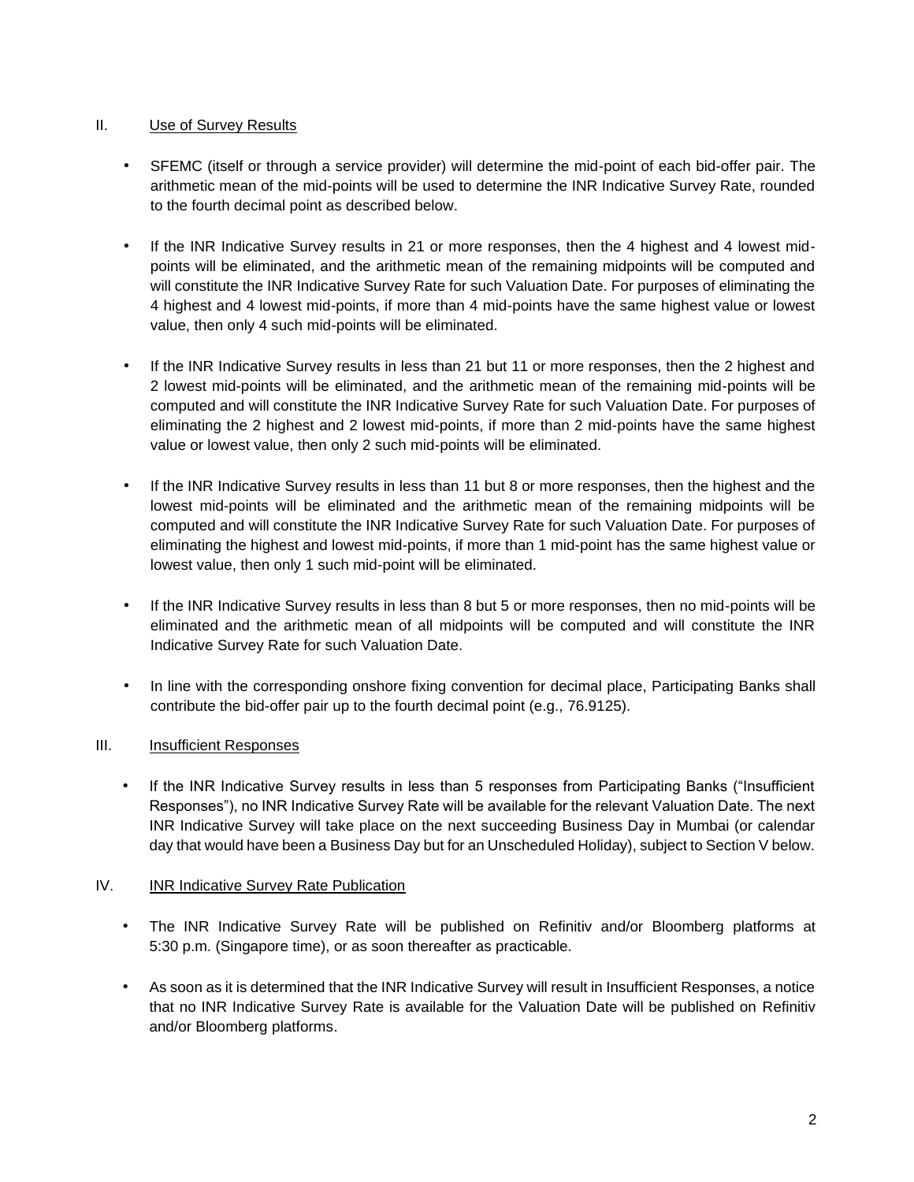## II. Use of Survey Results

- SFEMC (itself or through a service provider) will determine the mid-point of each bid-offer pair. The arithmetic mean of the mid-points will be used to determine the INR Indicative Survey Rate, rounded to the fourth decimal point as described below.

- If the INR Indicative Survey results in 21 or more responses, then the 4 highest and 4 lowest mid-points will be eliminated, and the arithmetic mean of the remaining midpoints will be computed and will constitute the INR Indicative Survey Rate for such Valuation Date. For purposes of eliminating the 4 highest and 4 lowest mid-points, if more than 4 mid-points have the same highest value or lowest value, then only 4 such mid-points will be eliminated.

- If the INR Indicative Survey results in less than 21 but 11 or more responses, then the 2 highest and 2 lowest mid-points will be eliminated, and the arithmetic mean of the remaining mid-points will be computed and will constitute the INR Indicative Survey Rate for such Valuation Date. For purposes of eliminating the 2 highest and 2 lowest mid-points, if more than 2 mid-points have the same highest value or lowest value, then only 2 such mid-points will be eliminated.

- If the INR Indicative Survey results in less than 11 but 8 or more responses, then the highest and the lowest mid-points will be eliminated and the arithmetic mean of the remaining midpoints will be computed and will constitute the INR Indicative Survey Rate for such Valuation Date. For purposes of eliminating the highest and lowest mid-points, if more than 1 mid-point has the same highest value or lowest value, then only 1 such mid-point will be eliminated.

- If the INR Indicative Survey results in less than 8 but 5 or more responses, then no mid-points will be eliminated and the arithmetic mean of all midpoints will be computed and will constitute the INR Indicative Survey Rate for such Valuation Date.

- In line with the corresponding onshore fixing convention for decimal place, Participating Banks shall contribute the bid-offer pair up to the fourth decimal point (e.g., 76.9125).

## III. Insufficient Responses

- If the INR Indicative Survey results in less than 5 responses from Participating Banks ("Insufficient Responses"), no INR Indicative Survey Rate will be available for the relevant Valuation Date. The next INR Indicative Survey will take place on the next succeeding Business Day in Mumbai (or calendar day that would have been a Business Day but for an Unscheduled Holiday), subject to Section V below.

## IV. INR Indicative Survey Rate Publication

- The INR Indicative Survey Rate will be published on Refinitiv and/or Bloomberg platforms at 5:30 p.m. (Singapore time), or as soon thereafter as practicable.

- As soon as it is determined that the INR Indicative Survey will result in Insufficient Responses, a notice that no INR Indicative Survey Rate is available for the Valuation Date will be published on Refinitiv and/or Bloomberg platforms.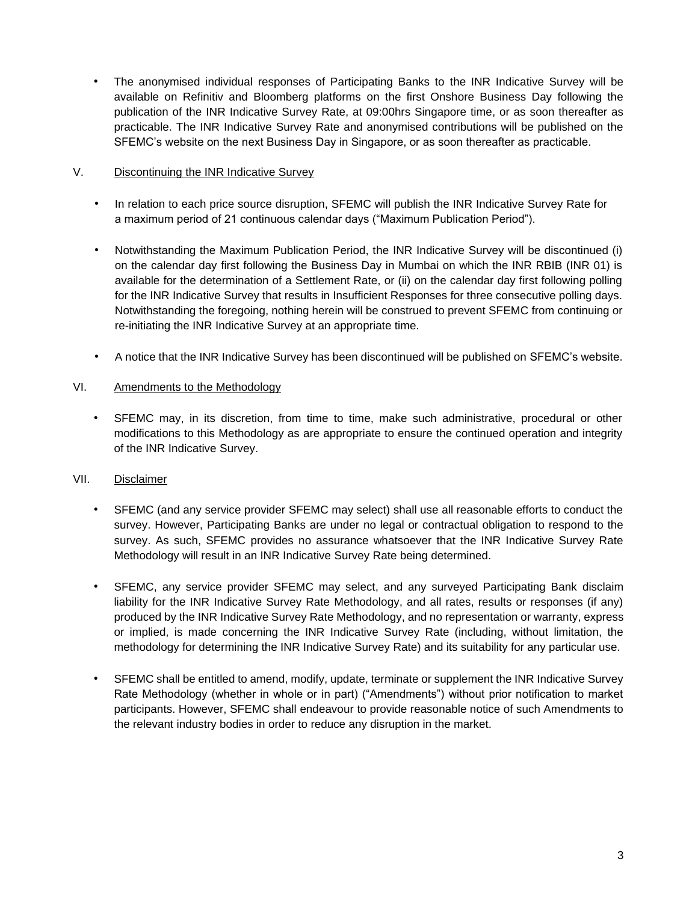- The anonymised individual responses of Participating Banks to the INR Indicative Survey will be available on Refinitiv and Bloomberg platforms on the first Onshore Business Day following the publication of the INR Indicative Survey Rate, at 09:00hrs Singapore time, or as soon thereafter as practicable. The INR Indicative Survey Rate and anonymised contributions will be published on the SFEMC's website on the next Business Day in Singapore, or as soon thereafter as practicable.

## V. Discontinuing the INR Indicative Survey

- In relation to each price source disruption, SFEMC will publish the INR Indicative Survey Rate for a maximum period of 21 continuous calendar days ("Maximum Publication Period").

- Notwithstanding the Maximum Publication Period, the INR Indicative Survey will be discontinued (i) on the calendar day first following the Business Day in Mumbai on which the INR RBIB (INR 01) is available for the determination of a Settlement Rate, or (ii) on the calendar day first following polling for the INR Indicative Survey that results in Insufficient Responses for three consecutive polling days. Notwithstanding the foregoing, nothing herein will be construed to prevent SFEMC from continuing or re-initiating the INR Indicative Survey at an appropriate time.

- A notice that the INR Indicative Survey has been discontinued will be published on SFEMC's website.

## VI. Amendments to the Methodology

- SFEMC may, in its discretion, from time to time, make such administrative, procedural or other modifications to this Methodology as are appropriate to ensure the continued operation and integrity of the INR Indicative Survey.

## VII. Disclaimer

- SFEMC (and any service provider SFEMC may select) shall use all reasonable efforts to conduct the survey. However, Participating Banks are under no legal or contractual obligation to respond to the survey. As such, SFEMC provides no assurance whatsoever that the INR Indicative Survey Rate Methodology will result in an INR Indicative Survey Rate being determined.

- SFEMC, any service provider SFEMC may select, and any surveyed Participating Bank disclaim liability for the INR Indicative Survey Rate Methodology, and all rates, results or responses (if any) produced by the INR Indicative Survey Rate Methodology, and no representation or warranty, express or implied, is made concerning the INR Indicative Survey Rate (including, without limitation, the methodology for determining the INR Indicative Survey Rate) and its suitability for any particular use.

- SFEMC shall be entitled to amend, modify, update, terminate or supplement the INR Indicative Survey Rate Methodology (whether in whole or in part) ("Amendments") without prior notification to market participants. However, SFEMC shall endeavour to provide reasonable notice of such Amendments to the relevant industry bodies in order to reduce any disruption in the market.